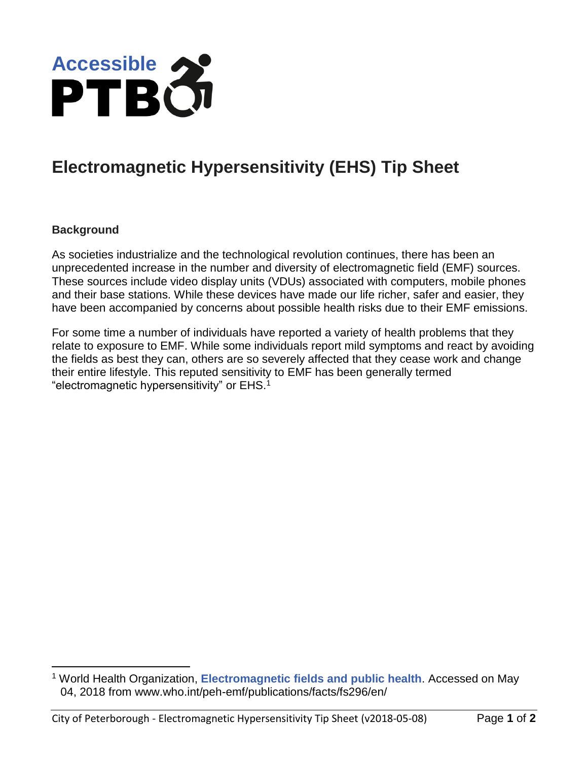Accessible PTB

# Electromagnetic Hypersensitivity (EHS) Tip Sheet

## Background

As societies industrialize and the technological revolution continues, there has been an unprecedented increase in the number and diversity of electromagnetic field (EMF) sources. These sources include video display units (VDUs) associated with computers, mobile phones and their base stations. While these devices have made our life richer, safer and easier, they have been accompanied by concerns about possible health risks due to their EMF emissions.

For some time a number of individuals have reported a variety of health problems that they relate to exposure to EMF. While some individuals report mild symptoms and react by avoiding the fields as best they can, others are so severely affected that they cease work and change their entire lifestyle. This reputed sensitivity to EMF has been generally termed "electromagnetic hypersensitivity" or EHS.[1]

---

[1] World Health Organization, **Electromagnetic fields and public health**. Accessed on May 04, 2018 from www.who.int/peh-emf/publications/facts/fs296/en/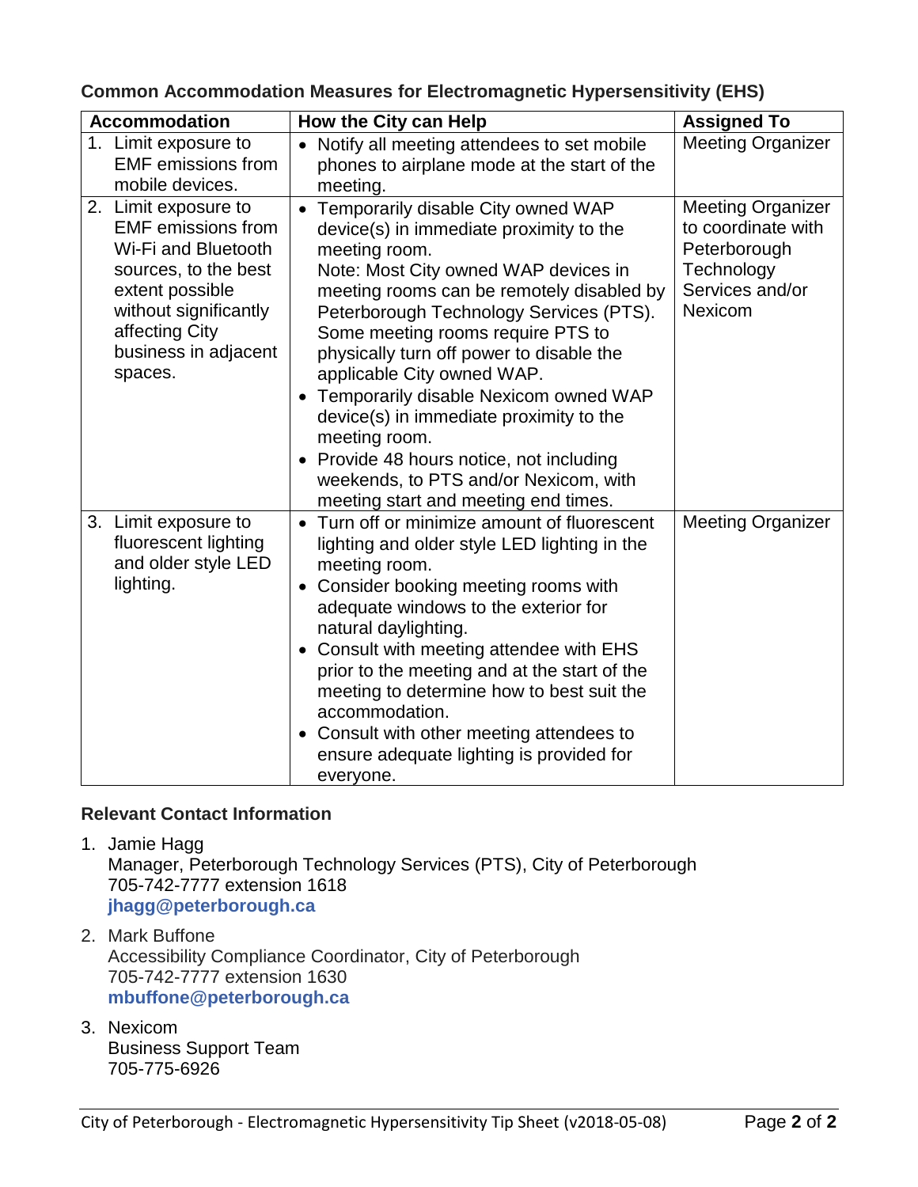**Common Accommodation Measures for Electromagnetic Hypersensitivity (EHS)**

| Accommodation | How the City can Help | Assigned To |
|---|---|---|
| 1. Limit exposure to EMF emissions from mobile devices. | • Notify all meeting attendees to set mobile phones to airplane mode at the start of the meeting. | Meeting Organizer |
| 2. Limit exposure to EMF emissions from Wi-Fi and Bluetooth sources, to the best extent possible without significantly affecting City business in adjacent spaces. | • Temporarily disable City owned WAP device(s) in immediate proximity to the meeting room.<br>Note: Most City owned WAP devices in meeting rooms can be remotely disabled by Peterborough Technology Services (PTS). Some meeting rooms require PTS to physically turn off power to disable the applicable City owned WAP.<br>• Temporarily disable Nexicom owned WAP device(s) in immediate proximity to the meeting room.<br>• Provide 48 hours notice, not including weekends, to PTS and/or Nexicom, with meeting start and meeting end times. | Meeting Organizer to coordinate with Peterborough Technology Services and/or Nexicom |
| 3. Limit exposure to fluorescent lighting and older style LED lighting. | • Turn off or minimize amount of fluorescent lighting and older style LED lighting in the meeting room.<br>• Consider booking meeting rooms with adequate windows to the exterior for natural daylighting.<br>• Consult with meeting attendee with EHS prior to the meeting and at the start of the meeting to determine how to best suit the accommodation.<br>• Consult with other meeting attendees to ensure adequate lighting is provided for everyone. | Meeting Organizer |

**Relevant Contact Information**

1. Jamie Hagg
   Manager, Peterborough Technology Services (PTS), City of Peterborough
   705-742-7777 extension 1618
   **jhagg@peterborough.ca**

2. Mark Buffone
   Accessibility Compliance Coordinator, City of Peterborough
   705-742-7777 extension 1630
   **mbuffone@peterborough.ca**

3. Nexicom
   Business Support Team
   705-775-6926